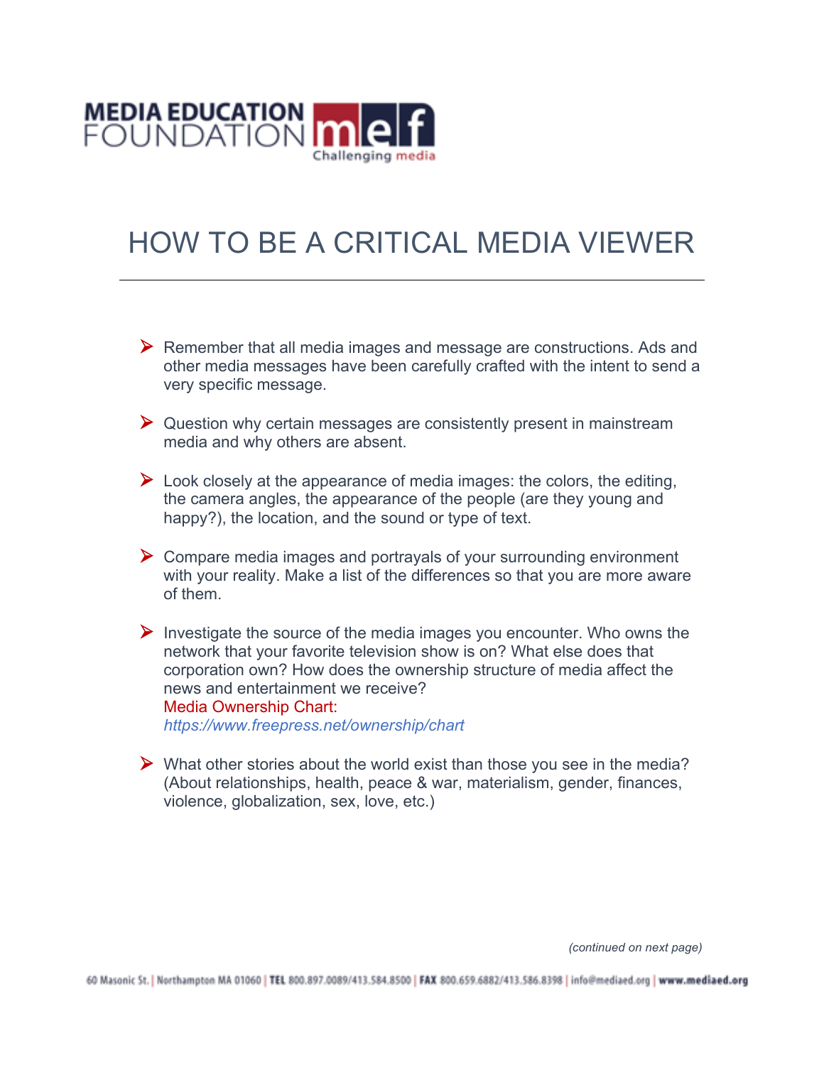MEDIA EDUCATION FOUNDATION

Challenging media

# HOW TO BE A CRITICAL MEDIA VIEWER

---

- Remember that all media images and message are constructions. Ads and other media messages have been carefully crafted with the intent to send a very specific message.

- Question why certain messages are consistently present in mainstream media and why others are absent.

- Look closely at the appearance of media images: the colors, the editing, the camera angles, the appearance of the people (are they young and happy?), the location, and the sound or type of text.

- Compare media images and portrayals of your surrounding environment with your reality. Make a list of the differences so that you are more aware of them.

- Investigate the source of the media images you encounter. Who owns the network that your favorite television show is on? What else does that corporation own? How does the ownership structure of media affect the news and entertainment we receive?
  Media Ownership Chart:
  *https://www.freepress.net/ownership/chart*

- What other stories about the world exist than those you see in the media? (About relationships, health, peace & war, materialism, gender, finances, violence, globalization, sex, love, etc.)

*(continued on next page)*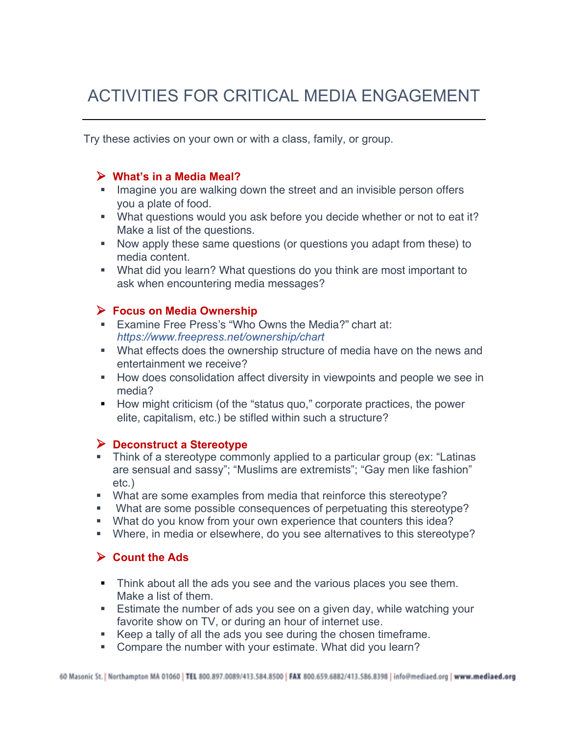# ACTIVITIES FOR CRITICAL MEDIA ENGAGEMENT

Try these activies on your own or with a class, family, or group.

## What's in a Media Meal?

- Imagine you are walking down the street and an invisible person offers you a plate of food.
- What questions would you ask before you decide whether or not to eat it? Make a list of the questions.
- Now apply these same questions (or questions you adapt from these) to media content.
- What did you learn? What questions do you think are most important to ask when encountering media messages?

## Focus on Media Ownership

- Examine Free Press's "Who Owns the Media?" chart at: *https://www.freepress.net/ownership/chart*
- What effects does the ownership structure of media have on the news and entertainment we receive?
- How does consolidation affect diversity in viewpoints and people we see in media?
- How might criticism (of the "status quo," corporate practices, the power elite, capitalism, etc.) be stifled within such a structure?

## Deconstruct a Stereotype

- Think of a stereotype commonly applied to a particular group (ex: "Latinas are sensual and sassy"; "Muslims are extremists"; "Gay men like fashion" etc.)
- What are some examples from media that reinforce this stereotype?
- What are some possible consequences of perpetuating this stereotype?
- What do you know from your own experience that counters this idea?
- Where, in media or elsewhere, do you see alternatives to this stereotype?

## Count the Ads

- Think about all the ads you see and the various places you see them. Make a list of them.
- Estimate the number of ads you see on a given day, while watching your favorite show on TV, or during an hour of internet use.
- Keep a tally of all the ads you see during the chosen timeframe.
- Compare the number with your estimate. What did you learn?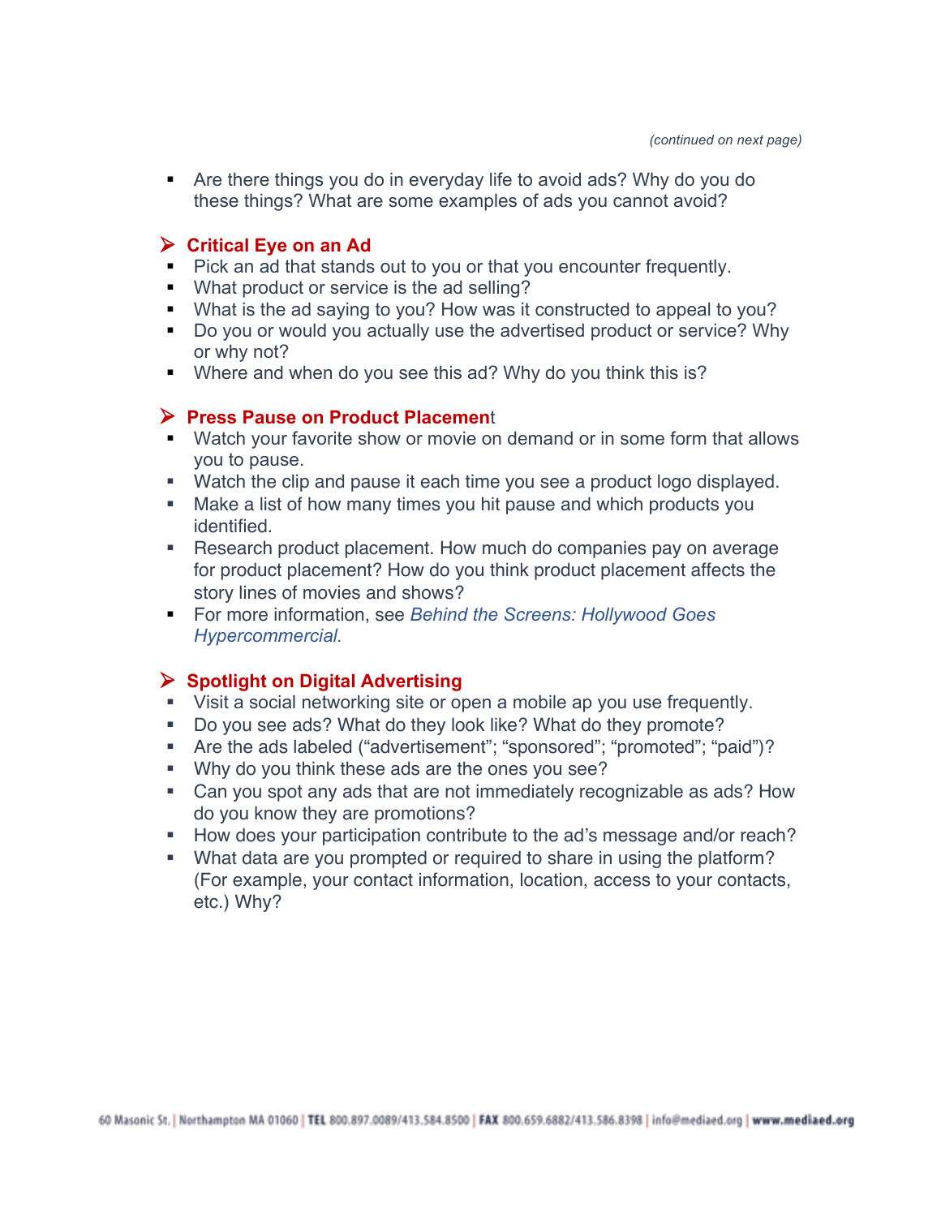*(continued on next page)*

- Are there things you do in everyday life to avoid ads? Why do you do these things? What are some examples of ads you cannot avoid?

## Critical Eye on an Ad

- Pick an ad that stands out to you or that you encounter frequently.
- What product or service is the ad selling?
- What is the ad saying to you? How was it constructed to appeal to you?
- Do you or would you actually use the advertised product or service? Why or why not?
- Where and when do you see this ad? Why do you think this is?

## Press Pause on Product Placement

- Watch your favorite show or movie on demand or in some form that allows you to pause.
- Watch the clip and pause it each time you see a product logo displayed.
- Make a list of how many times you hit pause and which products you identified.
- Research product placement. How much do companies pay on average for product placement? How do you think product placement affects the story lines of movies and shows?
- For more information, see *Behind the Screens: Hollywood Goes Hypercommercial.*

## Spotlight on Digital Advertising

- Visit a social networking site or open a mobile ap you use frequently.
- Do you see ads? What do they look like? What do they promote?
- Are the ads labeled ("advertisement"; "sponsored"; "promoted"; "paid")?
- Why do you think these ads are the ones you see?
- Can you spot any ads that are not immediately recognizable as ads? How do you know they are promotions?
- How does your participation contribute to the ad's message and/or reach?
- What data are you prompted or required to share in using the platform? (For example, your contact information, location, access to your contacts, etc.) Why?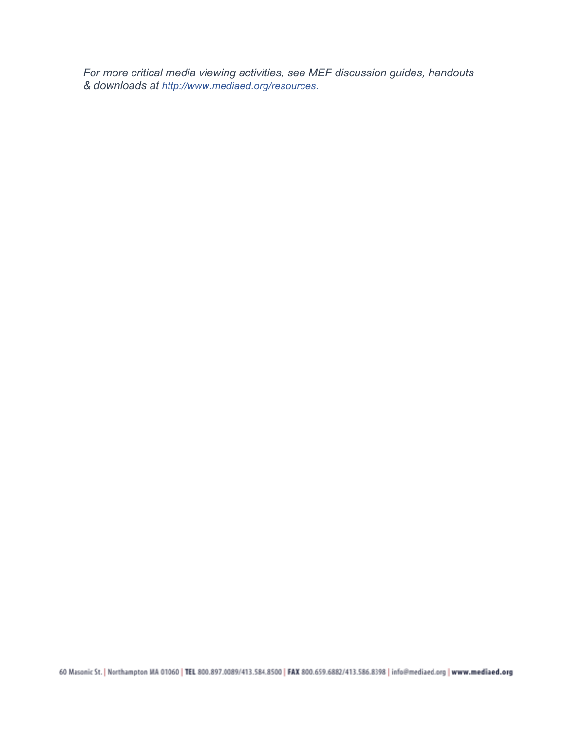*For more critical media viewing activities, see MEF discussion guides, handouts & downloads at http://www.mediaed.org/resources.*